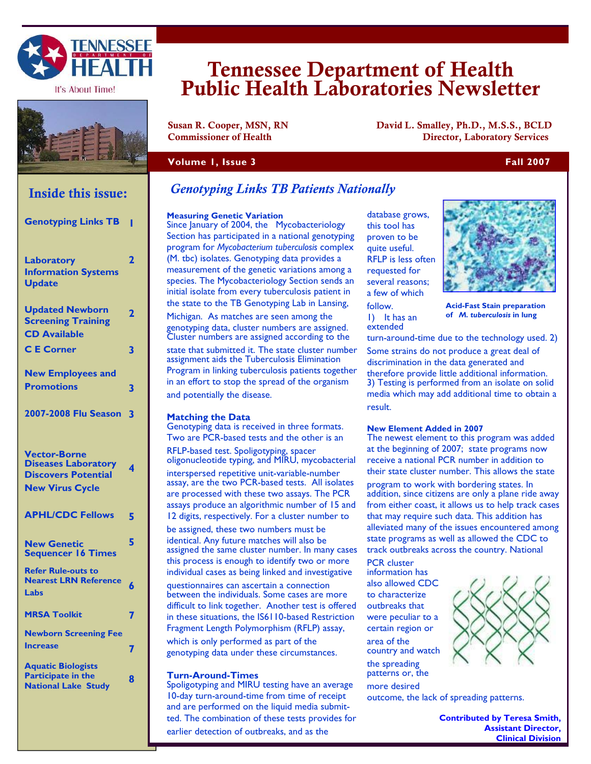# Tennessee Department of Health Public Health Laboratories Newsletter

Tennessee Department of Health — It's About Time!

**Susan R. Cooper, MSN, RN**
**Commissioner of Health**

**David L. Smalley, Ph.D., M.S.S., BCLD**
**Director, Laboratory Services**

**Volume 1, Issue 3** — **Fall 2007**

## Inside this issue:

| | |
|---|---|
| Genotyping Links TB | 1 |
| Laboratory Information Systems Update | 2 |
| Updated Newborn Screening Training CD Available | 2 |
| C E Corner | 3 |
| New Employees and Promotions | 3 |
| 2007-2008 Flu Season | 3 |
| Vector-Borne Diseases Laboratory Discovers Potential New Virus Cycle | 4 |
| APHL/CDC Fellows | 5 |
| New Genetic Sequencer 16 Times | 5 |
| Refer Rule-outs to Nearest LRN Reference Labs | 6 |
| MRSA Toolkit | 7 |
| Newborn Screening Fee Increase | 7 |
| Aquatic Biologists Participate in the National Lake Study | 8 |

## *Genotyping Links TB Patients Nationally*

**Measuring Genetic Variation**

Since January of 2004, the Mycobacteriology Section has participated in a national genotyping program for *Mycobacterium tuberculosis* complex (M. tbc) isolates. Genotyping data provides a measurement of the genetic variations among a species. The Mycobacteriology Section sends an initial isolate from every tuberculosis patient in the state to the TB Genotyping Lab in Lansing, Michigan. As matches are seen among the genotyping data, cluster numbers are assigned. Cluster numbers are assigned according to the state that submitted it. The state cluster number assignment aids the Tuberculosis Elimination Program in linking tuberculosis patients together in an effort to stop the spread of the organism and potentially the disease.

**Matching the Data**

Genotyping data is received in three formats. Two are PCR-based tests and the other is an RFLP-based test. Spoligotyping, spacer oligonucleotide typing, and MIRU, mycobacterial interspersed repetitive unit-variable-number assay, are the two PCR-based tests. All isolates are processed with these two assays. The PCR assays produce an algorithmic number of 15 and 12 digits, respectively. For a cluster number to be assigned, these two numbers must be identical. Any future matches will also be assigned the same cluster number. In many cases this process is enough to identify two or more individual cases as being linked and investigative questionnaires can ascertain a connection between the individuals. Some cases are more difficult to link together. Another test is offered in these situations, the IS6110-based Restriction Fragment Length Polymorphism (RFLP) assay, which is only performed as part of the genotyping data under these circumstances.

**Turn-Around-Times**

Spoligotyping and MIRU testing have an average 10-day turn-around-time from time of receipt and are performed on the liquid media submitted. The combination of these tests provides for earlier detection of outbreaks, and as the database grows, this tool has proven to be quite useful. RFLP is less often requested for several reasons; a few of which follow. 1) It has an extended turn-around-time due to the technology used. 2) Some strains do not produce a great deal of discrimination in the data generated and therefore provide little additional information. 3) Testing is performed from an isolate on solid media which may add additional time to obtain a result.

**Acid-Fast Stain preparation of *M. tuberculosis* in lung**

**New Element Added in 2007**

The newest element to this program was added at the beginning of 2007; state programs now receive a national PCR number in addition to their state cluster number. This allows the state program to work with bordering states. In addition, since citizens are only a plane ride away from either coast, it allows us to help track cases that may require such data. This addition has alleviated many of the issues encountered among state programs as well as allowed the CDC to track outbreaks across the country. National PCR cluster information has also allowed CDC to characterize outbreaks that were peculiar to a certain region or area of the country and watch the spreading patterns or, the more desired outcome, the lack of spreading patterns.

**Contributed by Teresa Smith, Assistant Director, Clinical Division**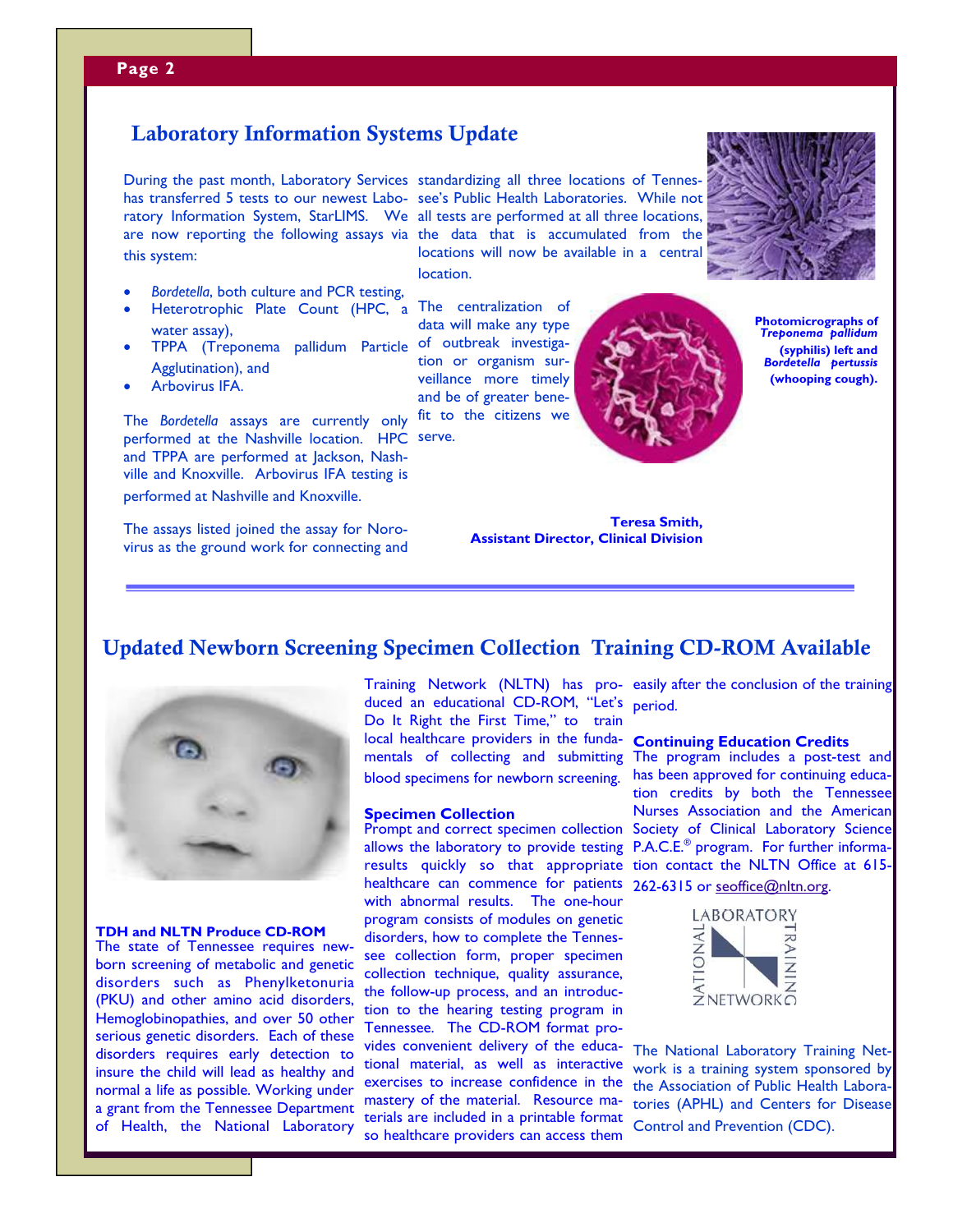## Laboratory Information Systems Update

During the past month, Laboratory Services has transferred 5 tests to our newest Laboratory Information System, StarLIMS. We are now reporting the following assays via this system:

- *Bordetella*, both culture and PCR testing,
- Heterotrophic Plate Count (HPC, a water assay),
- TPPA (Treponema pallidum Particle Agglutination), and
- Arbovirus IFA.

The *Bordetella* assays are currently only performed at the Nashville location. HPC and TPPA are performed at Jackson, Nashville and Knoxville. Arbovirus IFA testing is performed at Nashville and Knoxville.

The assays listed joined the assay for Norovirus as the ground work for connecting and standardizing all three locations of Tennessee's Public Health Laboratories. While not all tests are performed at all three locations, the data that is accumulated from the locations will now be available in a central location.

The centralization of data will make any type of outbreak investigation or organism surveillance more timely and be of greater benefit to the citizens we serve.

**Photomicrographs of *Treponema pallidum* (syphilis) left and *Bordetella pertussis* (whooping cough).**

**Teresa Smith,**
**Assistant Director, Clinical Division**

---

## Updated Newborn Screening Specimen Collection Training CD-ROM Available

### TDH and NLTN Produce CD-ROM

The state of Tennessee requires newborn screening of metabolic and genetic disorders such as Phenylketonuria (PKU) and other amino acid disorders, Hemoglobinopathies, and over 50 other serious genetic disorders. Each of these disorders requires early detection to insure the child will lead as healthy and normal a life as possible. Working under a grant from the Tennessee Department of Health, the National Laboratory Training Network (NLTN) has produced an educational CD-ROM, "Let's Do It Right the First Time," to train local healthcare providers in the fundamentals of collecting and submitting blood specimens for newborn screening.

### Specimen Collection

Prompt and correct specimen collection allows the laboratory to provide testing results quickly so that appropriate healthcare can commence for patients with abnormal results. The one-hour program consists of modules on genetic disorders, how to complete the Tennessee collection form, proper specimen collection technique, quality assurance, the follow-up process, and an introduction to the hearing testing program in Tennessee. The CD-ROM format provides convenient delivery of the educational material, as well as interactive exercises to increase confidence in the mastery of the material. Resource materials are included in a printable format so healthcare providers can access them easily after the conclusion of the training period.

### Continuing Education Credits

The program includes a post-test and has been approved for continuing education credits by both the Tennessee Nurses Association and the American Society of Clinical Laboratory Science P.A.C.E.® program. For further information contact the NLTN Office at 615-262-6315 or seoffice@nltn.org.

The National Laboratory Training Network is a training system sponsored by the Association of Public Health Laboratories (APHL) and Centers for Disease Control and Prevention (CDC).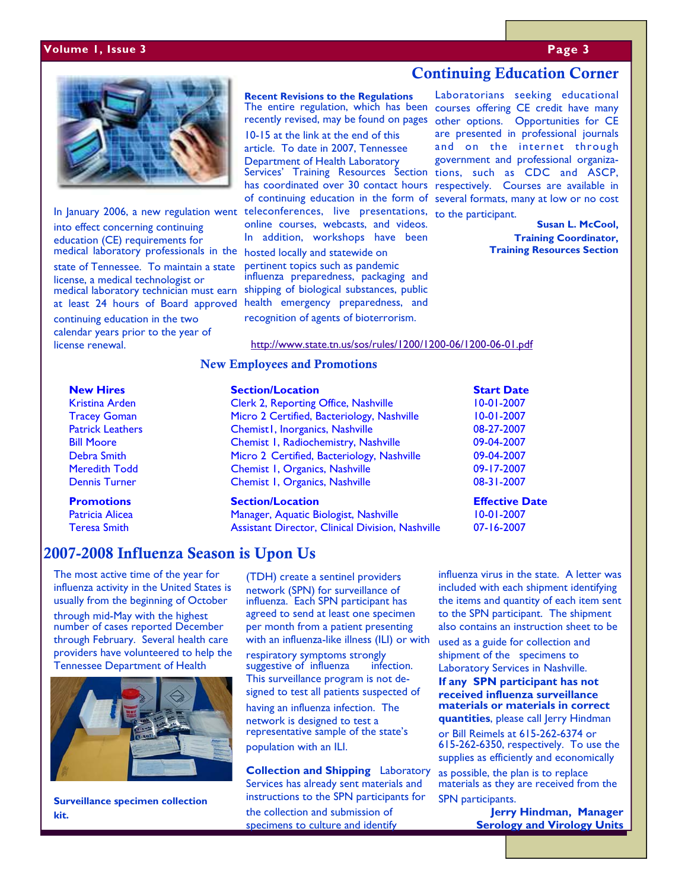## Continuing Education Corner

In January 2006, a new regulation went into effect concerning continuing education (CE) requirements for medical laboratory professionals in the state of Tennessee. To maintain a state license, a medical technologist or medical laboratory technician must earn at least 24 hours of Board approved continuing education in the two calendar years prior to the year of license renewal.

**Recent Revisions to the Regulations**
The entire regulation, which has been recently revised, may be found on pages 10-15 at the link at the end of this article. To date in 2007, Tennessee Department of Health Laboratory Services' Training Resources Section has coordinated over 30 contact hours of continuing education in the form of teleconferences, live presentations, online courses, webcasts, and videos. In addition, workshops have been hosted locally and statewide on pertinent topics such as pandemic influenza preparedness, packaging and shipping of biological substances, public health emergency preparedness, and recognition of agents of bioterrorism.

Laboratorians seeking educational courses offering CE credit have many other options. Opportunities for CE are presented in professional journals and on the internet through government and professional organizations, such as CDC and ASCP, respectively. Courses are available in several formats, many at low or no cost to the participant.

**Susan L. McCool, Training Coordinator, Training Resources Section**

http://www.state.tn.us/sos/rules/1200/1200-06/1200-06-01.pdf

## New Employees and Promotions

| New Hires | Section/Location | Start Date |
|---|---|---|
| Kristina Arden | Clerk 2, Reporting Office, Nashville | 10-01-2007 |
| Tracey Goman | Micro 2 Certified, Bacteriology, Nashville | 10-01-2007 |
| Patrick Leathers | Chemist I, Inorganics, Nashville | 08-27-2007 |
| Bill Moore | Chemist I, Radiochemistry, Nashville | 09-04-2007 |
| Debra Smith | Micro 2 Certified, Bacteriology, Nashville | 09-04-2007 |
| Meredith Todd | Chemist I, Organics, Nashville | 09-17-2007 |
| Dennis Turner | Chemist I, Organics, Nashville | 08-31-2007 |

| Promotions | Section/Location | Effective Date |
|---|---|---|
| Patricia Alicea | Manager, Aquatic Biologist, Nashville | 10-01-2007 |
| Teresa Smith | Assistant Director, Clinical Division, Nashville | 07-16-2007 |

## 2007-2008 Influenza Season is Upon Us

The most active time of the year for influenza activity in the United States is usually from the beginning of October through mid-May with the highest number of cases reported December through February. Several health care providers have volunteered to help the Tennessee Department of Health (TDH) create a sentinel providers network (SPN) for surveillance of influenza. Each SPN participant has agreed to send at least one specimen per month from a patient presenting with an influenza-like illness (ILI) or with respiratory symptoms strongly suggestive of influenza infection. This surveillance program is not designed to test all patients suspected of having an influenza infection. The network is designed to test a representative sample of the state's population with an ILI.

**Surveillance specimen collection kit.**

**Collection and Shipping** Laboratory Services has already sent materials and instructions to the SPN participants for the collection and submission of specimens to culture and identify influenza virus in the state. A letter was included with each shipment identifying the items and quantity of each item sent to the SPN participant. The shipment also contains an instruction sheet to be used as a guide for collection and shipment of the specimens to Laboratory Services in Nashville. **If any SPN participant has not received influenza surveillance materials or materials in correct quantities**, please call Jerry Hindman or Bill Reimels at 615-262-6374 or 615-262-6350, respectively. To use the supplies as efficiently and economically as possible, the plan is to replace materials as they are received from the SPN participants.

**Jerry Hindman, Manager, Serology and Virology Units**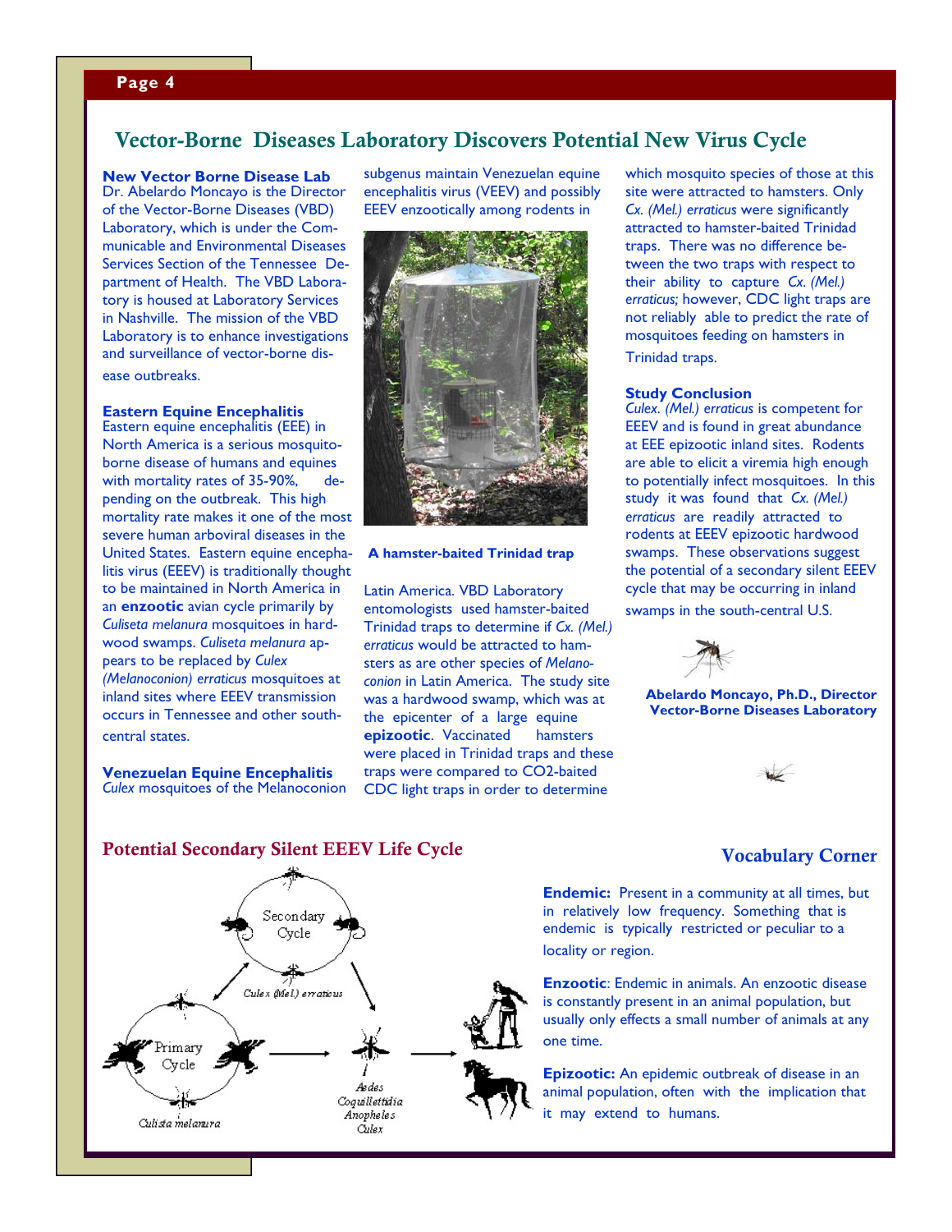## Vector-Borne Diseases Laboratory Discovers Potential New Virus Cycle

**New Vector Borne Disease Lab**
Dr. Abelardo Moncayo is the Director of the Vector-Borne Diseases (VBD) Laboratory, which is under the Communicable and Environmental Diseases Services Section of the Tennessee Department of Health. The VBD Laboratory is housed at Laboratory Services in Nashville. The mission of the VBD Laboratory is to enhance investigations and surveillance of vector-borne disease outbreaks.

**Eastern Equine Encephalitis**
Eastern equine encephalitis (EEE) in North America is a serious mosquito-borne disease of humans and equines with mortality rates of 35-90%, depending on the outbreak. This high mortality rate makes it one of the most severe human arboviral diseases in the United States. Eastern equine encephalitis virus (EEEV) is traditionally thought to be maintained in North America in an **enzootic** avian cycle primarily by *Culiseta melanura* mosquitoes in hardwood swamps. *Culiseta melanura* appears to be replaced by *Culex (Melanoconion) erraticus* mosquitoes at inland sites where EEEV transmission occurs in Tennessee and other south-central states.

**Venezuelan Equine Encephalitis**
*Culex* mosquitoes of the Melanoconion subgenus maintain Venezuelan equine encephalitis virus (VEEV) and possibly EEEV enzootically among rodents in Latin America. VBD Laboratory entomologists used hamster-baited Trinidad traps to determine if *Cx. (Mel.) erraticus* would be attracted to hamsters as are other species of *Melanoconion* in Latin America. The study site was a hardwood swamp, which was at the epicenter of a large equine **epizootic**. Vaccinated hamsters were placed in Trinidad traps and these traps were compared to CO2-baited CDC light traps in order to determine which mosquito species of those at this site were attracted to hamsters. Only *Cx. (Mel.) erraticus* were significantly attracted to hamster-baited Trinidad traps. There was no difference between the two traps with respect to their ability to capture *Cx. (Mel.) erraticus;* however, CDC light traps are not reliably able to predict the rate of mosquitoes feeding on hamsters in Trinidad traps.

**A hamster-baited Trinidad trap**

**Study Conclusion**
*Culex. (Mel.) erraticus* is competent for EEEV and is found in great abundance at EEE epizootic inland sites. Rodents are able to elicit a viremia high enough to potentially infect mosquitoes. In this study it was found that *Cx. (Mel.) erraticus* are readily attracted to rodents at EEEV epizootic hardwood swamps. These observations suggest the potential of a secondary silent EEEV cycle that may be occurring in inland swamps in the south-central U.S.

**Abelardo Moncayo, Ph.D., Director Vector-Borne Diseases Laboratory**

### Potential Secondary Silent EEEV Life Cycle

Secondary Cycle

*Culex (Mel.) erraticus*

Primary Cycle

*Culista melanura*

*Aedes*
*Coquillettidia*
*Anopheles*
*Culex*

### Vocabulary Corner

**Endemic:** Present in a community at all times, but in relatively low frequency. Something that is endemic is typically restricted or peculiar to a locality or region.

**Enzootic**: Endemic in animals. An enzootic disease is constantly present in an animal population, but usually only effects a small number of animals at any one time.

**Epizootic:** An epidemic outbreak of disease in an animal population, often with the implication that it may extend to humans.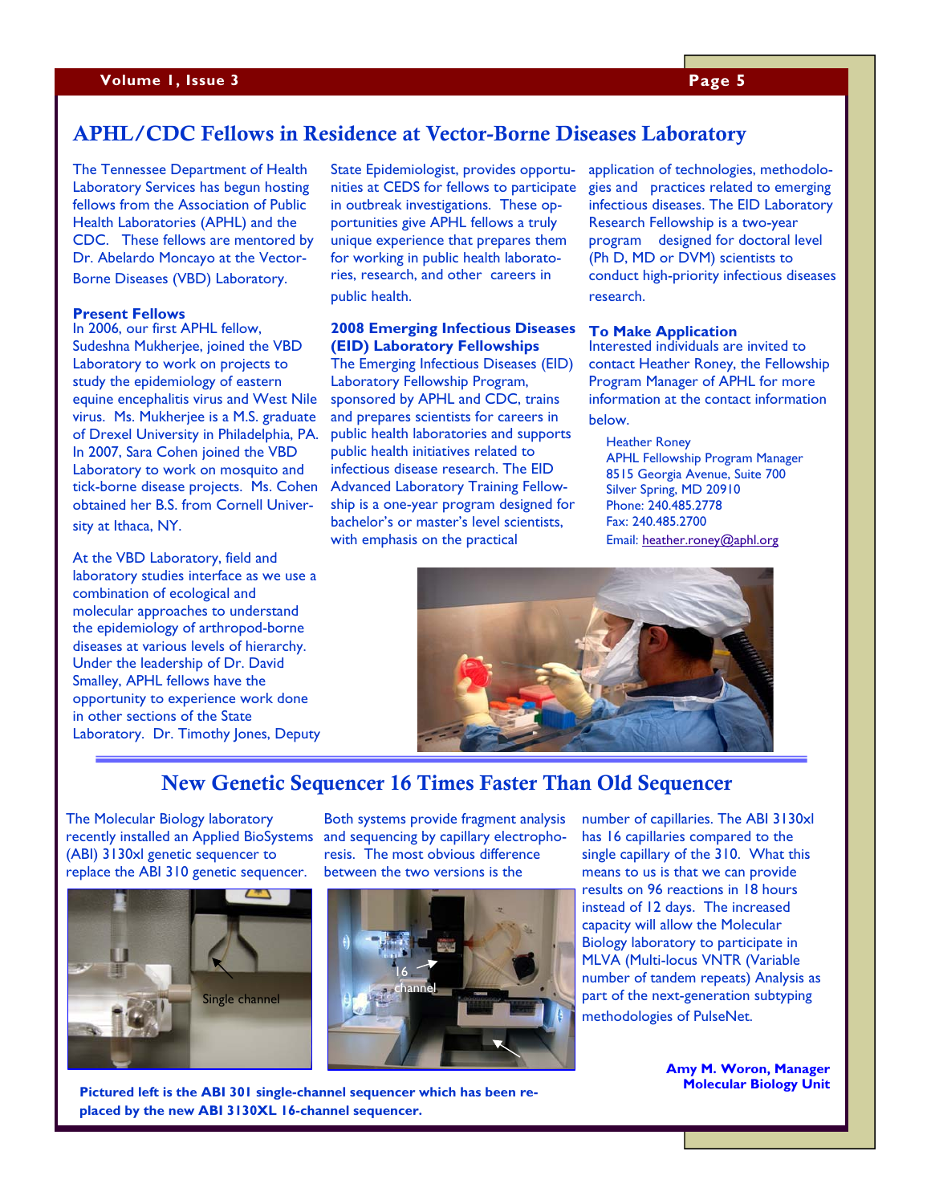## APHL/CDC Fellows in Residence at Vector-Borne Diseases Laboratory

The Tennessee Department of Health Laboratory Services has begun hosting fellows from the Association of Public Health Laboratories (APHL) and the CDC. These fellows are mentored by Dr. Abelardo Moncayo at the Vector-Borne Diseases (VBD) Laboratory.

### Present Fellows

In 2006, our first APHL fellow, Sudeshna Mukherjee, joined the VBD Laboratory to work on projects to study the epidemiology of eastern equine encephalitis virus and West Nile virus. Ms. Mukherjee is a M.S. graduate of Drexel University in Philadelphia, PA. In 2007, Sara Cohen joined the VBD Laboratory to work on mosquito and tick-borne disease projects. Ms. Cohen obtained her B.S. from Cornell University at Ithaca, NY.

At the VBD Laboratory, field and laboratory studies interface as we use a combination of ecological and molecular approaches to understand the epidemiology of arthropod-borne diseases at various levels of hierarchy. Under the leadership of Dr. David Smalley, APHL fellows have the opportunity to experience work done in other sections of the State Laboratory. Dr. Timothy Jones, Deputy State Epidemiologist, provides opportunities at CEDS for fellows to participate in outbreak investigations. These opportunities give APHL fellows a truly unique experience that prepares them for working in public health laboratories, research, and other careers in public health.

### 2008 Emerging Infectious Diseases (EID) Laboratory Fellowships

The Emerging Infectious Diseases (EID) Laboratory Fellowship Program, sponsored by APHL and CDC, trains and prepares scientists for careers in public health laboratories and supports public health initiatives related to infectious disease research. The EID Advanced Laboratory Training Fellowship is a one-year program designed for bachelor's or master's level scientists, with emphasis on the practical application of technologies, methodologies and practices related to emerging infectious diseases. The EID Laboratory Research Fellowship is a two-year program designed for doctoral level (Ph D, MD or DVM) scientists to conduct high-priority infectious diseases research.

### To Make Application

Interested individuals are invited to contact Heather Roney, the Fellowship Program Manager of APHL for more information at the contact information below.

Heather Roney  
APHL Fellowship Program Manager  
8515 Georgia Avenue, Suite 700  
Silver Spring, MD 20910  
Phone: 240.485.2778  
Fax: 240.485.2700  
Email: heather.roney@aphl.org

## New Genetic Sequencer 16 Times Faster Than Old Sequencer

The Molecular Biology laboratory recently installed an Applied BioSystems (ABI) 3130xl genetic sequencer to replace the ABI 310 genetic sequencer. Both systems provide fragment analysis and sequencing by capillary electrophoresis. The most obvious difference between the two versions is the number of capillaries. The ABI 3130xl has 16 capillaries compared to the single capillary of the 310. What this means to us is that we can provide results on 96 reactions in 18 hours instead of 12 days. The increased capacity will allow the Molecular Biology laboratory to participate in MLVA (Multi-locus VNTR (Variable number of tandem repeats) Analysis as part of the next-generation subtyping methodologies of PulseNet.

Single channel

16 channel

**Pictured left is the ABI 301 single-channel sequencer which has been replaced by the new ABI 3130XL 16-channel sequencer.**

**Amy M. Woron, Manager**  
**Molecular Biology Unit**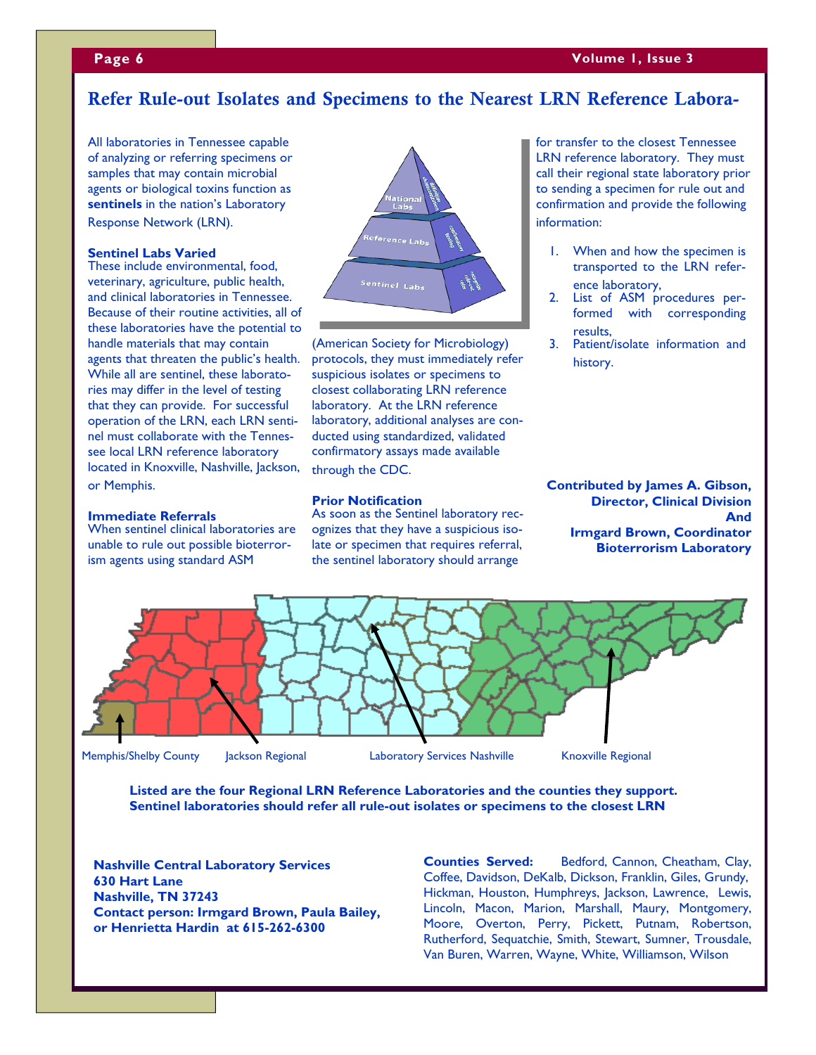## Refer Rule-out Isolates and Specimens to the Nearest LRN Reference Labora-

All laboratories in Tennessee capable of analyzing or referring specimens or samples that may contain microbial agents or biological toxins function as **sentinels** in the nation's Laboratory Response Network (LRN).

### Sentinel Labs Varied

These include environmental, food, veterinary, agriculture, public health, and clinical laboratories in Tennessee. Because of their routine activities, all of these laboratories have the potential to handle materials that may contain agents that threaten the public's health. While all are sentinel, these laboratories may differ in the level of testing that they can provide. For successful operation of the LRN, each LRN sentinel must collaborate with the Tennessee local LRN reference laboratory located in Knoxville, Nashville, Jackson, or Memphis.

### Immediate Referrals

When sentinel clinical laboratories are unable to rule out possible bioterrorism agents using standard ASM (American Society for Microbiology) protocols, they must immediately refer suspicious isolates or specimens to closest collaborating LRN reference laboratory. At the LRN reference laboratory, additional analyses are conducted using standardized, validated confirmatory assays made available through the CDC.

### Prior Notification

As soon as the Sentinel laboratory recognizes that they have a suspicious isolate or specimen that requires referral, the sentinel laboratory should arrange for transfer to the closest Tennessee LRN reference laboratory. They must call their regional state laboratory prior to sending a specimen for rule out and confirmation and provide the following information:

1. When and how the specimen is transported to the LRN reference laboratory,
2. List of ASM procedures performed with corresponding results,
3. Patient/isolate information and history.

**Contributed by James A. Gibson, Director, Clinical Division And Irmgard Brown, Coordinator Bioterrorism Laboratory**

Memphis/Shelby County Jackson Regional Laboratory Services Nashville Knoxville Regional

**Listed are the four Regional LRN Reference Laboratories and the counties they support. Sentinel laboratories should refer all rule-out isolates or specimens to the closest LRN**

**Nashville Central Laboratory Services**
**630 Hart Lane**
**Nashville, TN 37243**
**Contact person: Irmgard Brown, Paula Bailey, or Henrietta Hardin at 615-262-6300**

**Counties Served:** Bedford, Cannon, Cheatham, Clay, Coffee, Davidson, DeKalb, Dickson, Franklin, Giles, Grundy, Hickman, Houston, Humphreys, Jackson, Lawrence, Lewis, Lincoln, Macon, Marion, Marshall, Maury, Montgomery, Moore, Overton, Perry, Pickett, Putnam, Robertson, Rutherford, Sequatchie, Smith, Stewart, Sumner, Trousdale, Van Buren, Warren, Wayne, White, Williamson, Wilson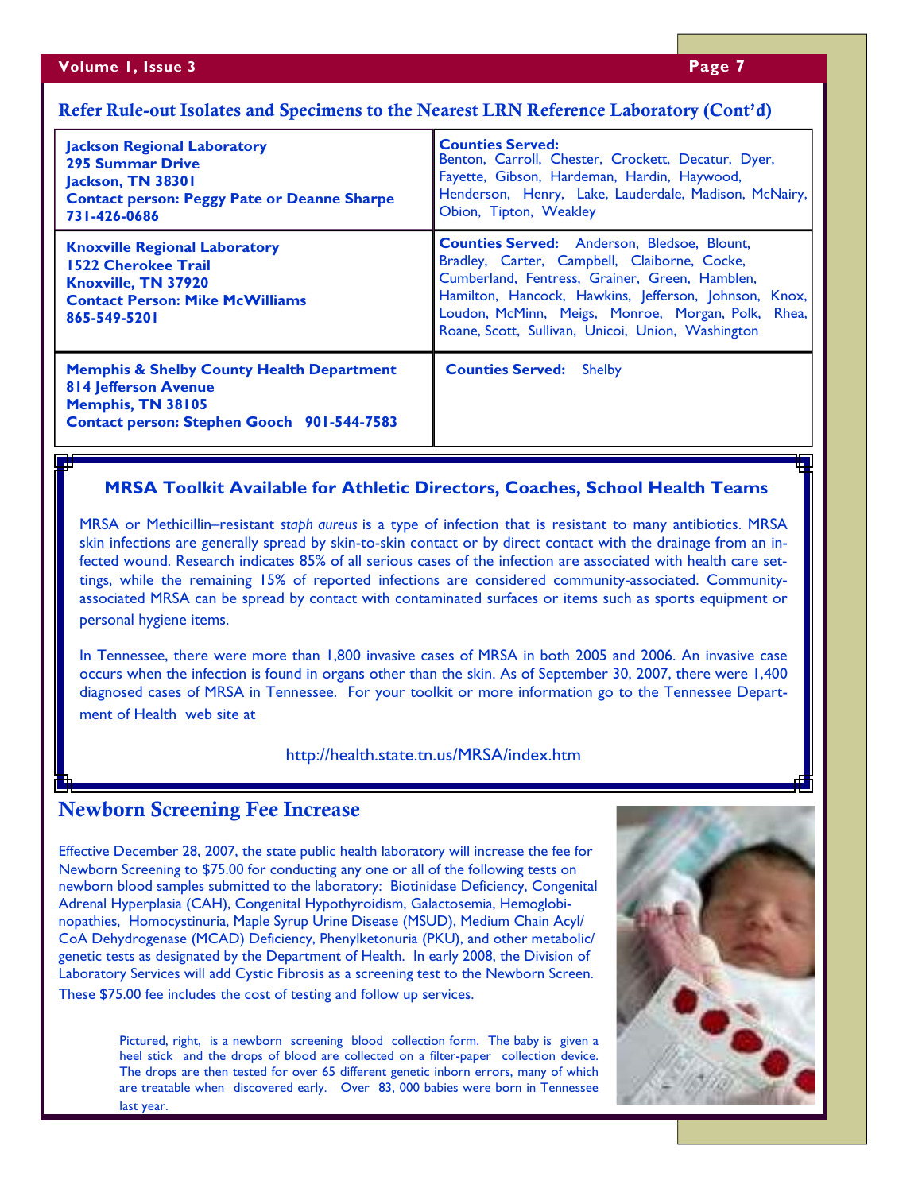## Refer Rule-out Isolates and Specimens to the Nearest LRN Reference Laboratory (Cont'd)

| Laboratory | Counties Served |
|---|---|
| **Jackson Regional Laboratory**<br>**295 Summar Drive**<br>**Jackson, TN 38301**<br>**Contact person: Peggy Pate or Deanne Sharpe**<br>**731-426-0686** | **Counties Served:** Benton, Carroll, Chester, Crockett, Decatur, Dyer, Fayette, Gibson, Hardeman, Hardin, Haywood, Henderson, Henry, Lake, Lauderdale, Madison, McNairy, Obion, Tipton, Weakley |
| **Knoxville Regional Laboratory**<br>**1522 Cherokee Trail**<br>**Knoxville, TN 37920**<br>**Contact Person: Mike McWilliams**<br>**865-549-5201** | **Counties Served:** Anderson, Bledsoe, Blount, Bradley, Carter, Campbell, Claiborne, Cocke, Cumberland, Fentress, Grainer, Green, Hamblen, Hamilton, Hancock, Hawkins, Jefferson, Johnson, Knox, Loudon, McMinn, Meigs, Monroe, Morgan, Polk, Rhea, Roane, Scott, Sullivan, Unicoi, Union, Washington |
| **Memphis & Shelby County Health Department**<br>**814 Jefferson Avenue**<br>**Memphis, TN 38105**<br>**Contact person: Stephen Gooch 901-544-7583** | **Counties Served:** Shelby |

### MRSA Toolkit Available for Athletic Directors, Coaches, School Health Teams

MRSA or Methicillin–resistant *staph aureus* is a type of infection that is resistant to many antibiotics. MRSA skin infections are generally spread by skin-to-skin contact or by direct contact with the drainage from an infected wound. Research indicates 85% of all serious cases of the infection are associated with health care settings, while the remaining 15% of reported infections are considered community-associated. Community-associated MRSA can be spread by contact with contaminated surfaces or items such as sports equipment or personal hygiene items.

In Tennessee, there were more than 1,800 invasive cases of MRSA in both 2005 and 2006. An invasive case occurs when the infection is found in organs other than the skin. As of September 30, 2007, there were 1,400 diagnosed cases of MRSA in Tennessee. For your toolkit or more information go to the Tennessee Department of Health web site at

http://health.state.tn.us/MRSA/index.htm

## Newborn Screening Fee Increase

Effective December 28, 2007, the state public health laboratory will increase the fee for Newborn Screening to $75.00 for conducting any one or all of the following tests on newborn blood samples submitted to the laboratory: Biotinidase Deficiency, Congenital Adrenal Hyperplasia (CAH), Congenital Hypothyroidism, Galactosemia, Hemoglobinopathies, Homocystinuria, Maple Syrup Urine Disease (MSUD), Medium Chain Acyl/CoA Dehydrogenase (MCAD) Deficiency, Phenylketonuria (PKU), and other metabolic/genetic tests as designated by the Department of Health. In early 2008, the Division of Laboratory Services will add Cystic Fibrosis as a screening test to the Newborn Screen. These $75.00 fee includes the cost of testing and follow up services.

Pictured, right, is a newborn screening blood collection form. The baby is given a heel stick and the drops of blood are collected on a filter-paper collection device. The drops are then tested for over 65 different genetic inborn errors, many of which are treatable when discovered early. Over 83, 000 babies were born in Tennessee last year.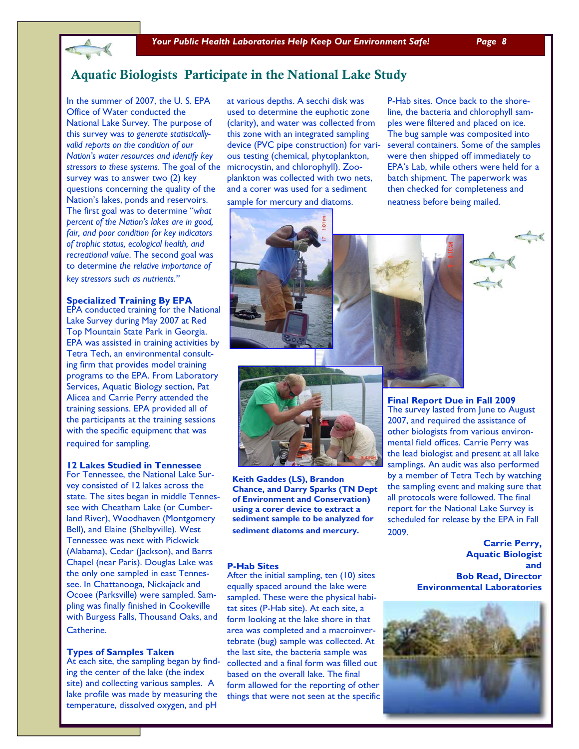## Aquatic Biologists Participate in the National Lake Study

In the summer of 2007, the U. S. EPA Office of Water conducted the National Lake Survey. The purpose of this survey was *to generate statistically-valid reports on the condition of our Nation's water resources and identify key stressors to these systems*. The goal of the survey was to answer two (2) key questions concerning the quality of the Nation's lakes, ponds and reservoirs. The first goal was to determine "*what percent of the Nation's lakes are in good, fair, and poor condition for key indicators of trophic status, ecological health, and recreational value*. The second goal was to determine *the relative importance of key stressors such as nutrients."*

**Specialized Training By EPA**

EPA conducted training for the National Lake Survey during May 2007 at Red Top Mountain State Park in Georgia. EPA was assisted in training activities by Tetra Tech, an environmental consulting firm that provides model training programs to the EPA. From Laboratory Services, Aquatic Biology section, Pat Alicea and Carrie Perry attended the training sessions. EPA provided all of the participants at the training sessions with the specific equipment that was required for sampling.

**12 Lakes Studied in Tennessee**

For Tennessee, the National Lake Survey consisted of 12 lakes across the state. The sites began in middle Tennessee with Cheatham Lake (or Cumberland River), Woodhaven (Montgomery Bell), and Elaine (Shelbyville). West Tennessee was next with Pickwick (Alabama), Cedar (Jackson), and Barrs Chapel (near Paris). Douglas Lake was the only one sampled in east Tennessee. In Chattanooga, Nickajack and Ocoee (Parksville) were sampled. Sampling was finally finished in Cookeville with Burgess Falls, Thousand Oaks, and Catherine.

**Types of Samples Taken**

At each site, the sampling began by finding the center of the lake (the index site) and collecting various samples. A lake profile was made by measuring the temperature, dissolved oxygen, and pH at various depths. A secchi disk was used to determine the euphotic zone (clarity), and water was collected from this zone with an integrated sampling device (PVC pipe construction) for various testing (chemical, phytoplankton, microcystin, and chlorophyll). Zooplankton was collected with two nets, and a corer was used for a sediment sample for mercury and diatoms.

**Keith Gaddes (LS), Brandon Chance, and Darry Sparks (TN Dept of Environment and Conservation) using a corer device to extract a sediment sample to be analyzed for sediment diatoms and mercury.**

**P-Hab Sites**

After the initial sampling, ten (10) sites equally spaced around the lake were sampled. These were the physical habitat sites (P-Hab site). At each site, a form looking at the lake shore in that area was completed and a macroinvertebrate (bug) sample was collected. At the last site, the bacteria sample was collected and a final form was filled out based on the overall lake. The final form allowed for the reporting of other things that were not seen at the specific P-Hab sites. Once back to the shoreline, the bacteria and chlorophyll samples were filtered and placed on ice. The bug sample was composited into several containers. Some of the samples were then shipped off immediately to EPA's Lab, while others were held for a batch shipment. The paperwork was then checked for completeness and neatness before being mailed.

**Final Report Due in Fall 2009**

The survey lasted from June to August 2007, and required the assistance of other biologists from various environmental field offices. Carrie Perry was the lead biologist and present at all lake samplings. An audit was also performed by a member of Tetra Tech by watching the sampling event and making sure that all protocols were followed. The final report for the National Lake Survey is scheduled for release by the EPA in Fall 2009.

**Carrie Perry, Aquatic Biologist and Bob Read, Director Environmental Laboratories**